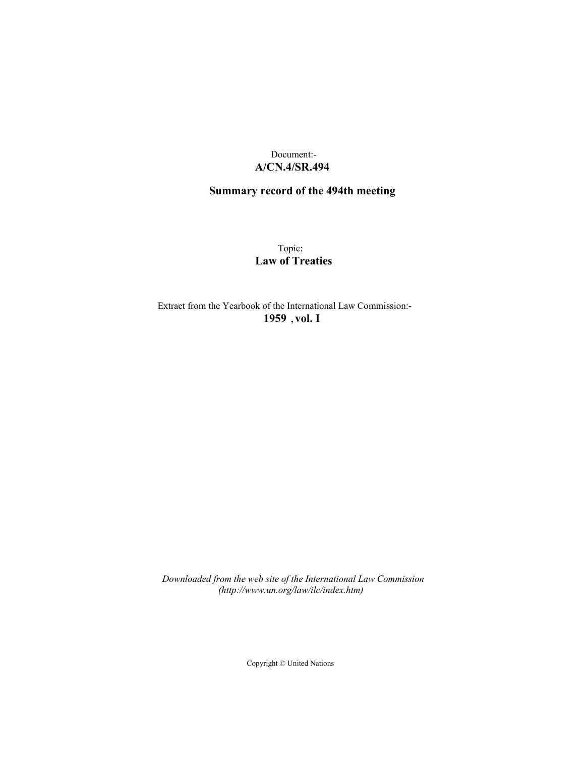Document:-
**A/CN.4/SR.494**

**Summary record of the 494th meeting**

Topic:
**Law of Treaties**

Extract from the Yearbook of the International Law Commission:-
**1959 , vol. I**

*Downloaded from the web site of the International Law Commission (http://www.un.org/law/ilc/index.htm)*

Copyright © United Nations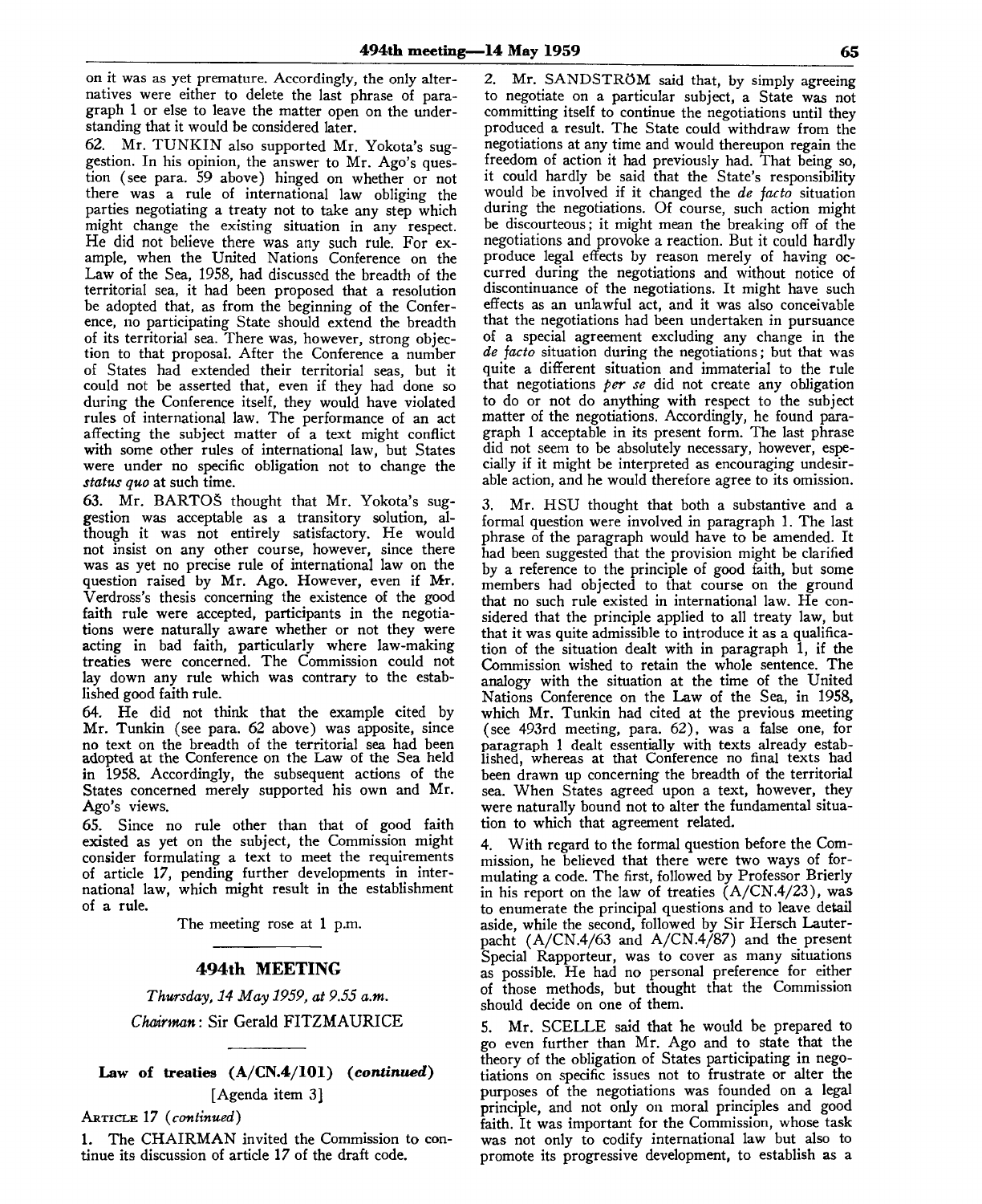on it was as yet premature. Accordingly, the only alternatives were either to delete the last phrase of paragraph 1 or else to leave the matter open on the understanding that it would be considered later.

62. Mr. TUNKIN also supported Mr. Yokota's suggestion. In his opinion, the answer to Mr. Ago's question (see para. 59 above) hinged on whether or not there was a rule of international law obliging the parties negotiating a treaty not to take any step which might change the existing situation in any respect. He did not believe there was any such rule. For example, when the United Nations Conference on the Law of the Sea, 1958, had discussed the breadth of the territorial sea, it had been proposed that a resolution be adopted that, as from the beginning of the Conference, no participating State should extend the breadth of its territorial sea. There was, however, strong objection to that proposal. After the Conference a number of States had extended their territorial seas, but it could not be asserted that, even if they had done so during the Conference itself, they would have violated rules of international law. The performance of an act affecting the subject matter of a text might conflict with some other rules of international law, but States were under no specific obligation not to change the *status quo* at such time.

63. Mr. BARTOŠ thought that Mr. Yokota's suggestion was acceptable as a transitory solution, although it was not entirely satisfactory. He would not insist on any other course, however, since there was as yet no precise rule of international law on the question raised by Mr. Ago. However, even if Mr. Verdross's thesis concerning the existence of the good faith rule were accepted, participants in the negotiations were naturally aware whether or not they were acting in bad faith, particularly where law-making treaties were concerned. The Commission could not lay down any rule which was contrary to the established good faith rule.

64. He did not think that the example cited by Mr. Tunkin (see para. 62 above) was apposite, since no text on the breadth of the territorial sea had been adopted at the Conference on the Law of the Sea held in 1958. Accordingly, the subsequent actions of the States concerned merely supported his own and Mr. Ago's views.

65. Since no rule other than that of good faith existed as yet on the subject, the Commission might consider formulating a text to meet the requirements of article 17, pending further developments in international law, which might result in the establishment of a rule.

The meeting rose at 1 p.m.

## 494th MEETING

*Thursday, 14 May 1959, at 9.55 a.m.*

*Chairman*: Sir Gerald FITZMAURICE

### Law of treaties (A/CN.4/101) (*continued*)

[Agenda item 3]

ARTICLE 17 (*continued*)

1. The CHAIRMAN invited the Commission to continue its discussion of article 17 of the draft code.

2. Mr. SANDSTRÖM said that, by simply agreeing to negotiate on a particular subject, a State was not committing itself to continue the negotiations until they produced a result. The State could withdraw from the negotiations at any time and would thereupon regain the freedom of action it had previously had. That being so, it could hardly be said that the State's responsibility would be involved if it changed the *de facto* situation during the negotiations. Of course, such action might be discourteous; it might mean the breaking off of the negotiations and provoke a reaction. But it could hardly produce legal effects by reason merely of having occurred during the negotiations and without notice of discontinuance of the negotiations. It might have such effects as an unlawful act, and it was also conceivable that the negotiations had been undertaken in pursuance of a special agreement excluding any change in the *de facto* situation during the negotiations; but that was quite a different situation and immaterial to the rule that negotiations *per se* did not create any obligation to do or not do anything with respect to the subject matter of the negotiations. Accordingly, he found paragraph 1 acceptable in its present form. The last phrase did not seem to be absolutely necessary, however, especially if it might be interpreted as encouraging undesirable action, and he would therefore agree to its omission.

3. Mr. HSU thought that both a substantive and a formal question were involved in paragraph 1. The last phrase of the paragraph would have to be amended. It had been suggested that the provision might be clarified by a reference to the principle of good faith, but some members had objected to that course on the ground that no such rule existed in international law. He considered that the principle applied to all treaty law, but that it was quite admissible to introduce it as a qualification of the situation dealt with in paragraph 1, if the Commission wished to retain the whole sentence. The analogy with the situation at the time of the United Nations Conference on the Law of the Sea, in 1958, which Mr. Tunkin had cited at the previous meeting (see 493rd meeting, para. 62), was a false one, for paragraph 1 dealt essentially with texts already established, whereas at that Conference no final texts had been drawn up concerning the breadth of the territorial sea. When States agreed upon a text, however, they were naturally bound not to alter the fundamental situation to which that agreement related.

4. With regard to the formal question before the Commission, he believed that there were two ways of formulating a code. The first, followed by Professor Brierly in his report on the law of treaties (A/CN.4/23), was to enumerate the principal questions and to leave detail aside, while the second, followed by Sir Hersch Lauterpacht (A/CN.4/63 and A/CN.4/87) and the present Special Rapporteur, was to cover as many situations as possible. He had no personal preference for either of those methods, but thought that the Commission should decide on one of them.

5. Mr. SCELLE said that he would be prepared to go even further than Mr. Ago and to state that the theory of the obligation of States participating in negotiations on specific issues not to frustrate or alter the purposes of the negotiations was founded on a legal principle, and not only on moral principles and good faith. It was important for the Commission, whose task was not only to codify international law but also to promote its progressive development, to establish as a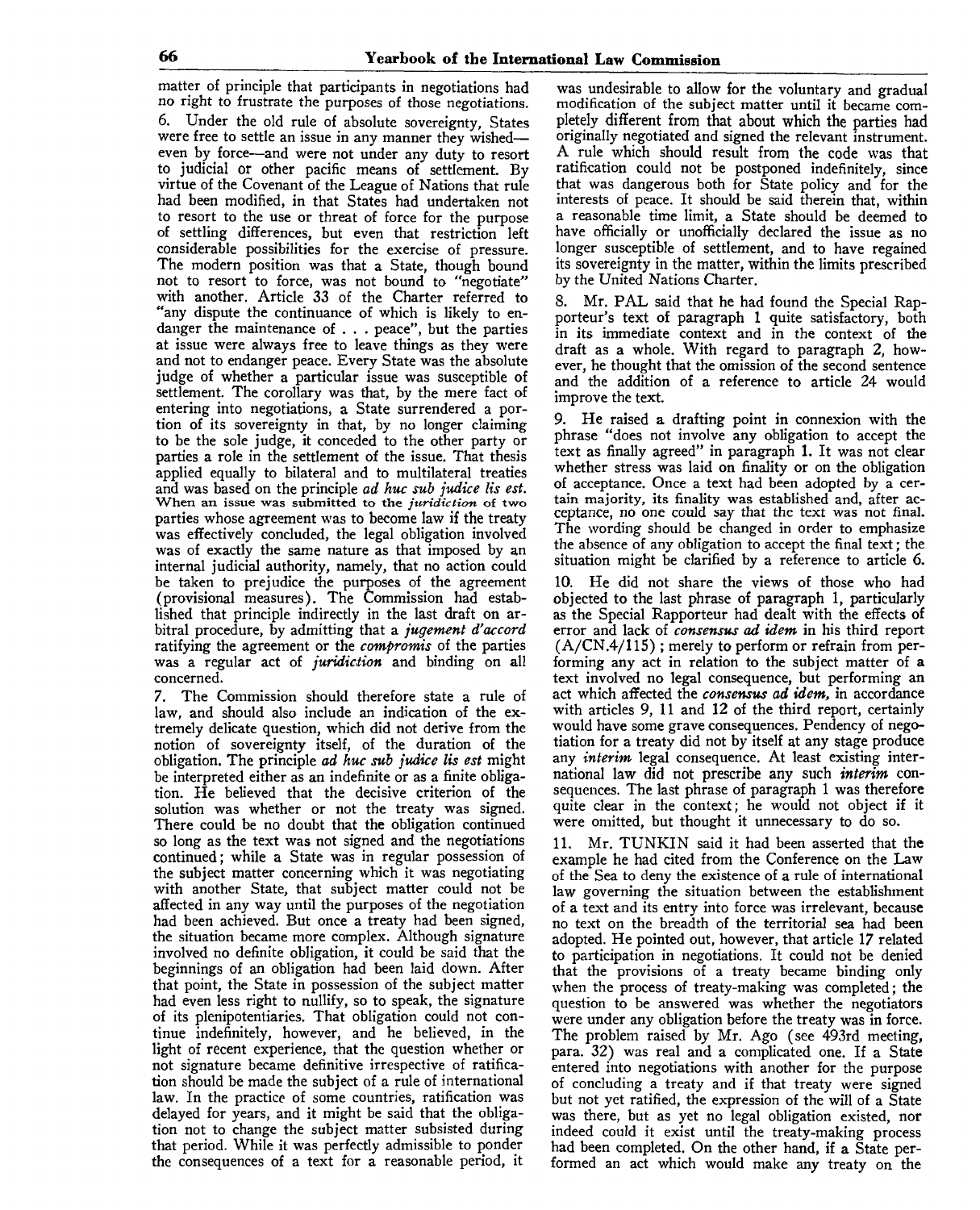matter of principle that participants in negotiations had no right to frustrate the purposes of those negotiations.

6. Under the old rule of absolute sovereignty, States were free to settle an issue in any manner they wished—even by force—and were not under any duty to resort to judicial or other pacific means of settlement. By virtue of the Covenant of the League of Nations that rule had been modified, in that States had undertaken not to resort to the use or threat of force for the purpose of settling differences, but even that restriction left considerable possibilities for the exercise of pressure. The modern position was that a State, though bound not to resort to force, was not bound to "negotiate" with another. Article 33 of the Charter referred to "any dispute the continuance of which is likely to endanger the maintenance of . . . peace", but the parties at issue were always free to leave things as they were and not to endanger peace. Every State was the absolute judge of whether a particular issue was susceptible of settlement. The corollary was that, by the mere fact of entering into negotiations, a State surrendered a portion of its sovereignty in that, by no longer claiming to be the sole judge, it conceded to the other party or parties a role in the settlement of the issue. That thesis applied equally to bilateral and to multilateral treaties and was based on the principle *ad huc sub judice lis est.* When an issue was submitted to the *juridiction* of two parties whose agreement was to become law if the treaty was effectively concluded, the legal obligation involved was of exactly the same nature as that imposed by an internal judicial authority, namely, that no action could be taken to prejudice the purposes of the agreement (provisional measures). The Commission had established that principle indirectly in the last draft on arbitral procedure, by admitting that a *jugement d'accord* ratifying the agreement or the *compromis* of the parties was a regular act of *juridiction* and binding on all concerned.

7. The Commission should therefore state a rule of law, and should also include an indication of the extremely delicate question, which did not derive from the notion of sovereignty itself, of the duration of the obligation. The principle *ad huc sub judice lis est* might be interpreted either as an indefinite or as a finite obligation. He believed that the decisive criterion of the solution was whether or not the treaty was signed. There could be no doubt that the obligation continued so long as the text was not signed and the negotiations continued; while a State was in regular possession of the subject matter concerning which it was negotiating with another State, that subject matter could not be affected in any way until the purposes of the negotiation had been achieved. But once a treaty had been signed, the situation became more complex. Although signature involved no definite obligation, it could be said that the beginnings of an obligation had been laid down. After that point, the State in possession of the subject matter had even less right to nullify, so to speak, the signature of its plenipotentiaries. That obligation could not continue indefinitely, however, and he believed, in the light of recent experience, that the question whether or not signature became definitive irrespective of ratification should be made the subject of a rule of international law. In the practice of some countries, ratification was delayed for years, and it might be said that the obligation not to change the subject matter subsisted during that period. While it was perfectly admissible to ponder the consequences of a text for a reasonable period, it was undesirable to allow for the voluntary and gradual modification of the subject matter until it became completely different from that about which the parties had originally negotiated and signed the relevant instrument. A rule which should result from the code was that ratification could not be postponed indefinitely, since that was dangerous both for State policy and for the interests of peace. It should be said therein that, within a reasonable time limit, a State should be deemed to have officially or unofficially declared the issue as no longer susceptible of settlement, and to have regained its sovereignty in the matter, within the limits prescribed by the United Nations Charter.

8. Mr. PAL said that he had found the Special Rapporteur's text of paragraph 1 quite satisfactory, both in its immediate context and in the context of the draft as a whole. With regard to paragraph 2, however, he thought that the omission of the second sentence and the addition of a reference to article 24 would improve the text.

9. He raised a drafting point in connexion with the phrase "does not involve any obligation to accept the text as finally agreed" in paragraph 1. It was not clear whether stress was laid on finality or on the obligation of acceptance. Once a text had been adopted by a certain majority, its finality was established and, after acceptance, no one could say that the text was not final. The wording should be changed in order to emphasize the absence of any obligation to accept the final text; the situation might be clarified by a reference to article 6.

10. He did not share the views of those who had objected to the last phrase of paragraph 1, particularly as the Special Rapporteur had dealt with the effects of error and lack of *consensus ad idem* in his third report (A/CN.4/115); merely to perform or refrain from performing any act in relation to the subject matter of a text involved no legal consequence, but performing an act which affected the *consensus ad idem,* in accordance with articles 9, 11 and 12 of the third report, certainly would have some grave consequences. Pendency of negotiation for a treaty did not by itself at any stage produce any *interim* legal consequence. At least existing international law did not prescribe any such *interim* consequences. The last phrase of paragraph 1 was therefore quite clear in the context; he would not object if it were omitted, but thought it unnecessary to do so.

11. Mr. TUNKIN said it had been asserted that the example he had cited from the Conference on the Law of the Sea to deny the existence of a rule of international law governing the situation between the establishment of a text and its entry into force was irrelevant, because no text on the breadth of the territorial sea had been adopted. He pointed out, however, that article 17 related to participation in negotiations. It could not be denied that the provisions of a treaty became binding only when the process of treaty-making was completed; the question to be answered was whether the negotiators were under any obligation before the treaty was in force. The problem raised by Mr. Ago (see 493rd meeting, para. 32) was real and a complicated one. If a State entered into negotiations with another for the purpose of concluding a treaty and if that treaty were signed but not yet ratified, the expression of the will of a State was there, but as yet no legal obligation existed, nor indeed could it exist until the treaty-making process had been completed. On the other hand, if a State performed an act which would make any treaty on the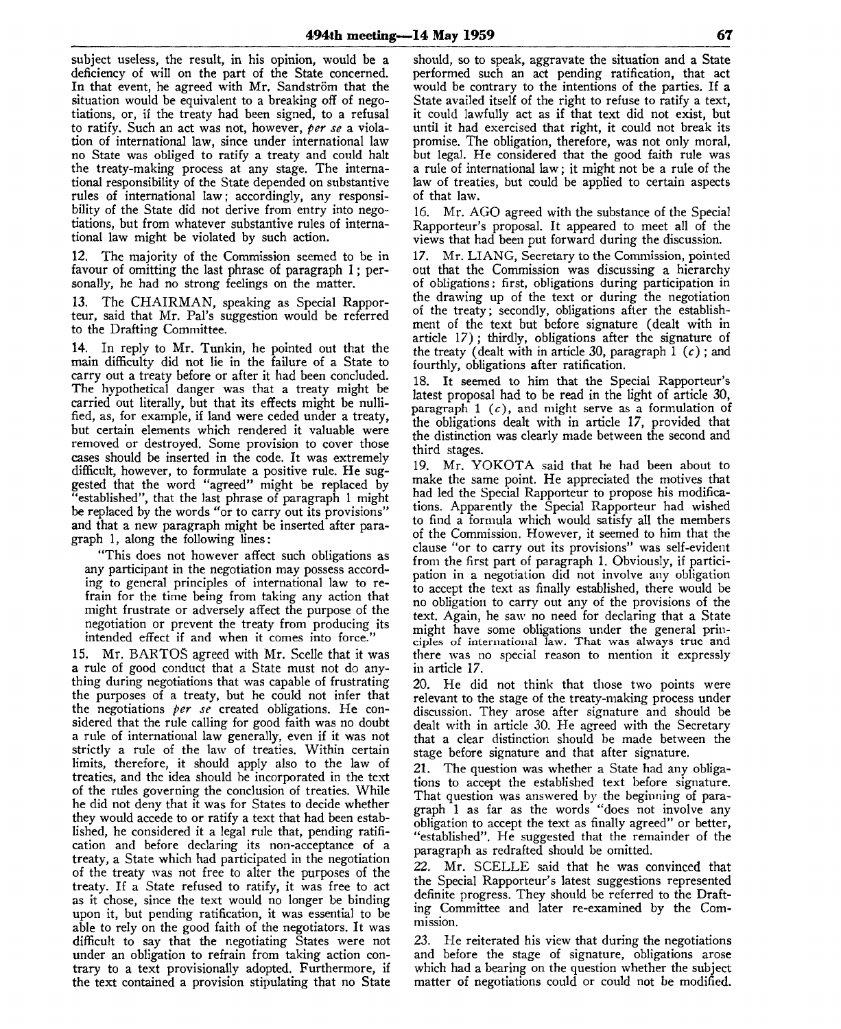subject useless, the result, in his opinion, would be a deficiency of will on the part of the State concerned. In that event, he agreed with Mr. Sandström that the situation would be equivalent to a breaking off of negotiations, or, if the treaty had been signed, to a refusal to ratify. Such an act was not, however, *per se* a violation of international law, since under international law no State was obliged to ratify a treaty and could halt the treaty-making process at any stage. The international responsibility of the State depended on substantive rules of international law; accordingly, any responsibility of the State did not derive from entry into negotiations, but from whatever substantive rules of international law might be violated by such action.

12. The majority of the Commission seemed to be in favour of omitting the last phrase of paragraph 1; personally, he had no strong feelings on the matter.

13. The CHAIRMAN, speaking as Special Rapporteur, said that Mr. Pal's suggestion would be referred to the Drafting Committee.

14. In reply to Mr. Tunkin, he pointed out that the main difficulty did not lie in the failure of a State to carry out a treaty before or after it had been concluded. The hypothetical danger was that a treaty might be carried out literally, but that its effects might be nullified, as, for example, if land were ceded under a treaty, but certain elements which rendered it valuable were removed or destroyed. Some provision to cover those cases should be inserted in the code. It was extremely difficult, however, to formulate a positive rule. He suggested that the word "agreed" might be replaced by "established", that the last phrase of paragraph 1 might be replaced by the words "or to carry out its provisions" and that a new paragraph might be inserted after paragraph 1, along the following lines:

> "This does not however affect such obligations as any participant in the negotiation may possess according to general principles of international law to refrain for the time being from taking any action that might frustrate or adversely affect the purpose of the negotiation or prevent the treaty from producing its intended effect if and when it comes into force."

15. Mr. BARTOŠ agreed with Mr. Scelle that it was a rule of good conduct that a State must not do anything during negotiations that was capable of frustrating the purposes of a treaty, but he could not infer that the negotiations *per se* created obligations. He considered that the rule calling for good faith was no doubt a rule of international law generally, even if it was not strictly a rule of the law of treaties. Within certain limits, therefore, it should apply also to the law of treaties, and the idea should be incorporated in the text of the rules governing the conclusion of treaties. While he did not deny that it was for States to decide whether they would accede to or ratify a text that had been established, he considered it a legal rule that, pending ratification and before declaring its non-acceptance of a treaty, a State which had participated in the negotiation of the treaty was not free to alter the purposes of the treaty. If a State refused to ratify, it was free to act as it chose, since the text would no longer be binding upon it, but pending ratification, it was essential to be able to rely on the good faith of the negotiators. It was difficult to say that the negotiating States were not under an obligation to refrain from taking action contrary to a text provisionally adopted. Furthermore, if the text contained a provision stipulating that no State should, so to speak, aggravate the situation and a State performed such an act pending ratification, that act would be contrary to the intentions of the parties. If a State availed itself of the right to refuse to ratify a text, it could lawfully act as if that text did not exist, but until it had exercised that right, it could not break its promise. The obligation, therefore, was not only moral, but legal. He considered that the good faith rule was a rule of international law; it might not be a rule of the law of treaties, but could be applied to certain aspects of that law.

16. Mr. AGO agreed with the substance of the Special Rapporteur's proposal. It appeared to meet all of the views that had been put forward during the discussion.

17. Mr. LIANG, Secretary to the Commission, pointed out that the Commission was discussing a hierarchy of obligations: first, obligations during participation in the drawing up of the text or during the negotiation of the treaty; secondly, obligations after the establishment of the text but before signature (dealt with in article 17); thirdly, obligations after the signature of the treaty (dealt with in article 30, paragraph 1 (*c*); and fourthly, obligations after ratification.

18. It seemed to him that the Special Rapporteur's latest proposal had to be read in the light of article 30, paragraph 1 (*c*), and might serve as a formulation of the obligations dealt with in article 17, provided that the distinction was clearly made between the second and third stages.

19. Mr. YOKOTA said that he had been about to make the same point. He appreciated the motives that had led the Special Rapporteur to propose his modifications. Apparently the Special Rapporteur had wished to find a formula which would satisfy all the members of the Commission. However, it seemed to him that the clause "or to carry out its provisions" was self-evident from the first part of paragraph 1. Obviously, if participation in a negotiation did not involve any obligation to accept the text as finally established, there would be no obligation to carry out any of the provisions of the text. Again, he saw no need for declaring that a State might have some obligations under the general principles of international law. That was always true and there was no special reason to mention it expressly in article 17.

20. He did not think that those two points were relevant to the stage of the treaty-making process under discussion. They arose after signature and should be dealt with in article 30. He agreed with the Secretary that a clear distinction should be made between the stage before signature and that after signature.

21. The question was whether a State had any obligations to accept the established text before signature. That question was answered by the beginning of paragraph 1 as far as the words "does not involve any obligation to accept the text as finally agreed" or better, "established". He suggested that the remainder of the paragraph as redrafted should be omitted.

22. Mr. SCELLE said that he was convinced that the Special Rapporteur's latest suggestions represented definite progress. They should be referred to the Drafting Committee and later re-examined by the Commission.

23. He reiterated his view that during the negotiations and before the stage of signature, obligations arose which had a bearing on the question whether the subject matter of negotiations could or could not be modified.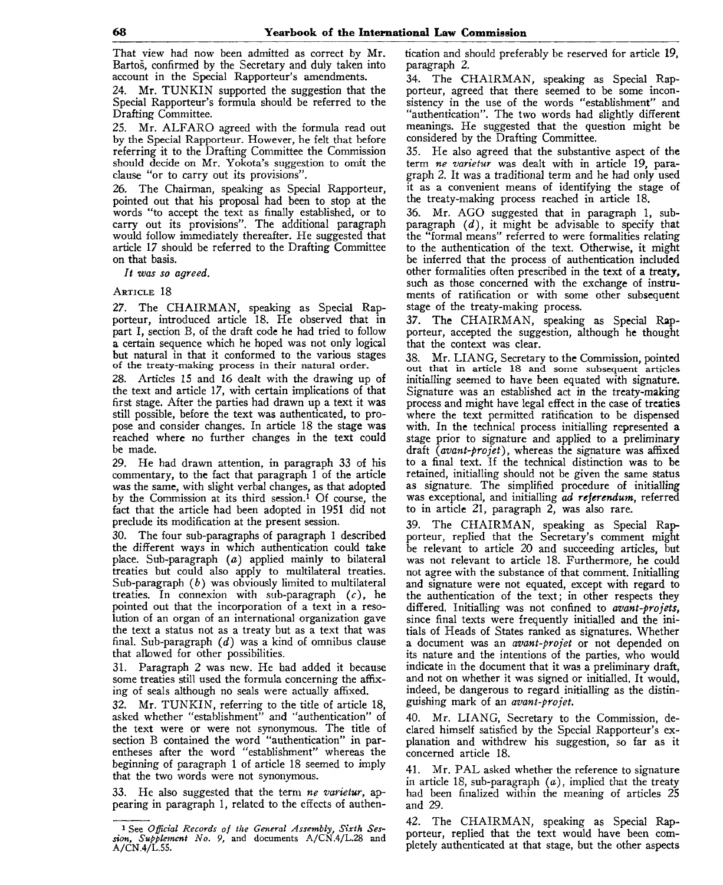That view had now been admitted as correct by Mr. Bartoš, confirmed by the Secretary and duly taken into account in the Special Rapporteur's amendments.

24. Mr. TUNKIN supported the suggestion that the Special Rapporteur's formula should be referred to the Drafting Committee.

25. Mr. ALFARO agreed with the formula read out by the Special Rapporteur. However, he felt that before referring it to the Drafting Committee the Commission should decide on Mr. Yokota's suggestion to omit the clause "or to carry out its provisions".

26. The Chairman, speaking as Special Rapporteur, pointed out that his proposal had been to stop at the words "to accept the text as finally established, or to carry out its provisions". The additional paragraph would follow immediately thereafter. He suggested that article 17 should be referred to the Drafting Committee on that basis.

*It was so agreed.*

ARTICLE 18

27. The CHAIRMAN, speaking as Special Rapporteur, introduced article 18. He observed that in part I, section B, of the draft code he had tried to follow a certain sequence which he hoped was not only logical but natural in that it conformed to the various stages of the treaty-making process in their natural order.

28. Articles 15 and 16 dealt with the drawing up of the text and article 17, with certain implications of that first stage. After the parties had drawn up a text it was still possible, before the text was authenticated, to propose and consider changes. In article 18 the stage was reached where no further changes in the text could be made.

29. He had drawn attention, in paragraph 33 of his commentary, to the fact that paragraph 1 of the article was the same, with slight verbal changes, as that adopted by the Commission at its third session.[1] Of course, the fact that the article had been adopted in 1951 did not preclude its modification at the present session.

30. The four sub-paragraphs of paragraph 1 described the different ways in which authentication could take place. Sub-paragraph (*a*) applied mainly to bilateral treaties but could also apply to multilateral treaties. Sub-paragraph (*b*) was obviously limited to multilateral treaties. In connexion with sub-paragraph (*c*), he pointed out that the incorporation of a text in a resolution of an organ of an international organization gave the text a status not as a treaty but as a text that was final. Sub-paragraph (*d*) was a kind of omnibus clause that allowed for other possibilities.

31. Paragraph 2 was new. He had added it because some treaties still used the formula concerning the affixing of seals although no seals were actually affixed.

32. Mr. TUNKIN, referring to the title of article 18, asked whether "establishment" and "authentication" of the text were or were not synonymous. The title of section B contained the word "authentication" in parentheses after the word "establishment" whereas the beginning of paragraph 1 of article 18 seemed to imply that the two words were not synonymous.

33. He also suggested that the term *ne varietur*, appearing in paragraph 1, related to the effects of authentication and should preferably be reserved for article 19, paragraph 2.

34. The CHAIRMAN, speaking as Special Rapporteur, agreed that there seemed to be some inconsistency in the use of the words "establishment" and "authentication". The two words had slightly different meanings. He suggested that the question might be considered by the Drafting Committee.

35. He also agreed that the substantive aspect of the term *ne varietur* was dealt with in article 19, paragraph 2. It was a traditional term and he had only used it as a convenient means of identifying the stage of the treaty-making process reached in article 18.

36. Mr. AGO suggested that in paragraph 1, sub-paragraph (*d*), it might be advisable to specify that the "formal means" referred to were formalities relating to the authentication of the text. Otherwise, it might be inferred that the process of authentication included other formalities often prescribed in the text of a treaty, such as those concerned with the exchange of instruments of ratification or with some other subsequent stage of the treaty-making process.

37. The CHAIRMAN, speaking as Special Rapporteur, accepted the suggestion, although he thought that the context was clear.

38. Mr. LIANG, Secretary to the Commission, pointed out that in article 18 and some subsequent articles initialling seemed to have been equated with signature. Signature was an established act in the treaty-making process and might have legal effect in the case of treaties where the text permitted ratification to be dispensed with. In the technical process initialling represented a stage prior to signature and applied to a preliminary draft (*avant-projet*), whereas the signature was affixed to a final text. If the technical distinction was to be retained, initialling should not be given the same status as signature. The simplified procedure of initialling was exceptional, and initialling *ad referendum*, referred to in article 21, paragraph 2, was also rare.

39. The CHAIRMAN, speaking as Special Rapporteur, replied that the Secretary's comment might be relevant to article 20 and succeeding articles, but was not relevant to article 18. Furthermore, he could not agree with the substance of that comment. Initialling and signature were not equated, except with regard to the authentication of the text; in other respects they differed. Initialling was not confined to *avant-projets*, since final texts were frequently initialled and the initials of Heads of States ranked as signatures. Whether a document was an *avant-projet* or not depended on its nature and the intentions of the parties, who would indicate in the document that it was a preliminary draft, and not on whether it was signed or initialled. It would, indeed, be dangerous to regard initialling as the distinguishing mark of an *avant-projet*.

40. Mr. LIANG, Secretary to the Commission, declared himself satisfied by the Special Rapporteur's explanation and withdrew his suggestion, so far as it concerned article 18.

41. Mr. PAL asked whether the reference to signature in article 18, sub-paragraph (*a*), implied that the treaty had been finalized within the meaning of articles 25 and 29.

42. The CHAIRMAN, speaking as Special Rapporteur, replied that the text would have been completely authenticated at that stage, but the other aspects

---

[1] See *Official Records of the General Assembly, Sixth Session, Supplement No. 9*, and documents A/CN.4/L.28 and A/CN.4/L.55.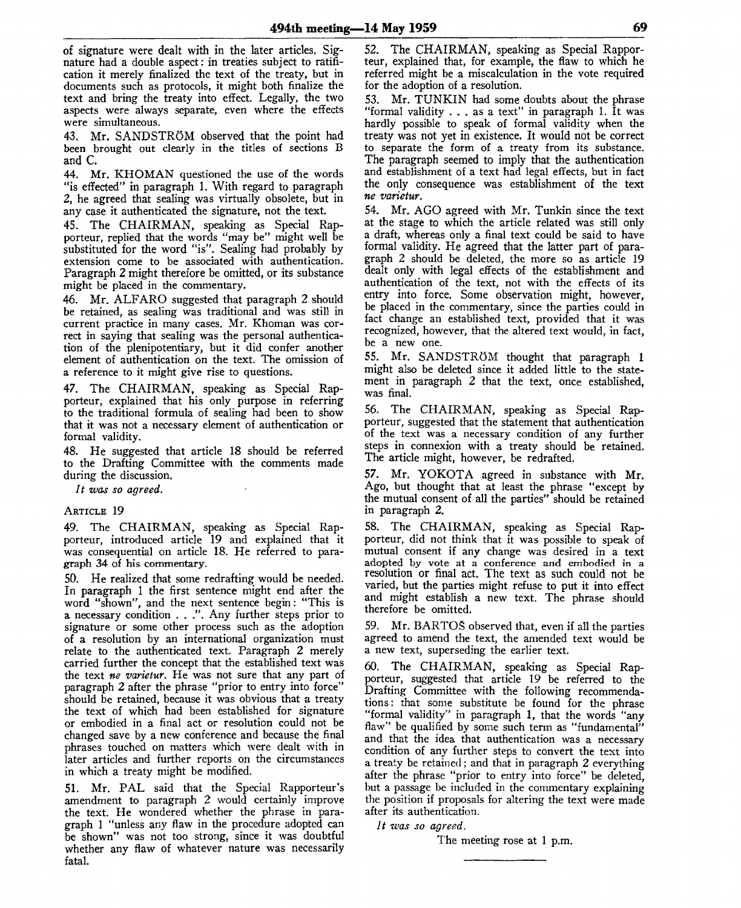of signature were dealt with in the later articles. Signature had a double aspect: in treaties subject to ratification it merely finalized the text of the treaty, but in documents such as protocols, it might both finalize the text and bring the treaty into effect. Legally, the two aspects were always separate, even where the effects were simultaneous.

43. Mr. SANDSTRÖM observed that the point had been brought out clearly in the titles of sections B and C.

44. Mr. KHOMAN questioned the use of the words "is effected" in paragraph 1. With regard to paragraph 2, he agreed that sealing was virtually obsolete, but in any case it authenticated the signature, not the text.

45. The CHAIRMAN, speaking as Special Rapporteur, replied that the words "may be" might well be substituted for the word "is". Sealing had probably by extension come to be associated with authentication. Paragraph 2 might therefore be omitted, or its substance might be placed in the commentary.

46. Mr. ALFARO suggested that paragraph 2 should be retained, as sealing was traditional and was still in current practice in many cases. Mr. Khoman was correct in saying that sealing was the personal authentication of the plenipotentiary, but it did confer another element of authentication on the text. The omission of a reference to it might give rise to questions.

47. The CHAIRMAN, speaking as Special Rapporteur, explained that his only purpose in referring to the traditional formula of sealing had been to show that it was not a necessary element of authentication or formal validity.

48. He suggested that article 18 should be referred to the Drafting Committee with the comments made during the discussion.

*It was so agreed.*

ARTICLE 19

49. The CHAIRMAN, speaking as Special Rapporteur, introduced article 19 and explained that it was consequential on article 18. He referred to paragraph 34 of his commentary.

50. He realized that some redrafting would be needed. In paragraph 1 the first sentence might end after the word "shown", and the next sentence begin: "This is a necessary condition . . .". Any further steps prior to signature or some other process such as the adoption of a resolution by an international organization must relate to the authenticated text. Paragraph 2 merely carried further the concept that the established text was the text *ne varietur*. He was not sure that any part of paragraph 2 after the phrase "prior to entry into force" should be retained, because it was obvious that a treaty the text of which had been established for signature or embodied in a final act or resolution could not be changed save by a new conference and because the final phrases touched on matters which were dealt with in later articles and further reports on the circumstances in which a treaty might be modified.

51. Mr. PAL said that the Special Rapporteur's amendment to paragraph 2 would certainly improve the text. He wondered whether the phrase in paragraph 1 "unless any flaw in the procedure adopted can be shown" was not too strong, since it was doubtful whether any flaw of whatever nature was necessarily fatal.

52. The CHAIRMAN, speaking as Special Rapporteur, explained that, for example, the flaw to which he referred might be a miscalculation in the vote required for the adoption of a resolution.

53. Mr. TUNKIN had some doubts about the phrase "formal validity . . . as a text" in paragraph 1. It was hardly possible to speak of formal validity when the treaty was not yet in existence. It would not be correct to separate the form of a treaty from its substance. The paragraph seemed to imply that the authentication and establishment of a text had legal effects, but in fact the only consequence was establishment of the text *ne varietur*.

54. Mr. AGO agreed with Mr. Tunkin since the text at the stage to which the article related was still only a draft, whereas only a final text could be said to have formal validity. He agreed that the latter part of paragraph 2 should be deleted, the more so as article 19 dealt only with legal effects of the establishment and authentication of the text, not with the effects of its entry into force. Some observation might, however, be placed in the commentary, since the parties could in fact change an established text, provided that it was recognized, however, that the altered text would, in fact, be a new one.

55. Mr. SANDSTRÖM thought that paragraph 1 might also be deleted since it added little to the statement in paragraph 2 that the text, once established, was final.

56. The CHAIRMAN, speaking as Special Rapporteur, suggested that the statement that authentication of the text was a necessary condition of any further steps in connexion with a treaty should be retained. The article might, however, be redrafted.

57. Mr. YOKOTA agreed in substance with Mr. Ago, but thought that at least the phrase "except by the mutual consent of all the parties" should be retained in paragraph 2.

58. The CHAIRMAN, speaking as Special Rapporteur, did not think that it was possible to speak of mutual consent if any change was desired in a text adopted by vote at a conference and embodied in a resolution or final act. The text as such could not be varied, but the parties might refuse to put it into effect and might establish a new text. The phrase should therefore be omitted.

59. Mr. BARTOŠ observed that, even if all the parties agreed to amend the text, the amended text would be a new text, superseding the earlier text.

60. The CHAIRMAN, speaking as Special Rapporteur, suggested that article 19 be referred to the Drafting Committee with the following recommendations: that some substitute be found for the phrase "formal validity" in paragraph 1, that the words "any flaw" be qualified by some such term as "fundamental" and that the idea that authentication was a necessary condition of any further steps to convert the text into a treaty be retained; and that in paragraph 2 everything after the phrase "prior to entry into force" be deleted, but a passage be included in the commentary explaining the position if proposals for altering the text were made after its authentication.

*It was so agreed.*

The meeting rose at 1 p.m.